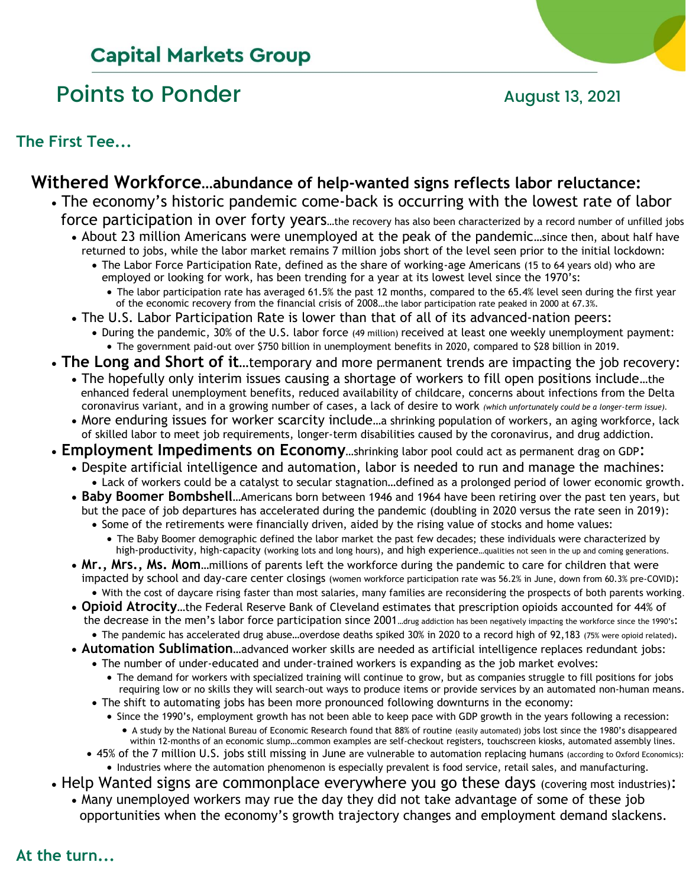## Capital Markets Group

# Points to Ponder

August 13, 2021

### The First Tee...

## Withered Workforce…abundance of help-wanted signs reflects labor reluctance:

- The economy's historic pandemic come-back is occurring with the lowest rate of labor force participation in over forty years…the recovery has also been characterized by a record number of unfilled jobs
  - About 23 million Americans were unemployed at the peak of the pandemic…since then, about half have returned to jobs, while the labor market remains 7 million jobs short of the level seen prior to the initial lockdown:
    - The Labor Force Participation Rate, defined as the share of working-age Americans (15 to 64 years old) who are employed or looking for work, has been trending for a year at its lowest level since the 1970's:
      - The labor participation rate has averaged 61.5% the past 12 months, compared to the 65.4% level seen during the first year of the economic recovery from the financial crisis of 2008…the labor participation rate peaked in 2000 at 67.3%.
  - The U.S. Labor Participation Rate is lower than that of all of its advanced-nation peers:
    - During the pandemic, 30% of the U.S. labor force (49 million) received at least one weekly unemployment payment:
      - The government paid-out over $750 billion in unemployment benefits in 2020, compared to $28 billion in 2019.
- **The Long and Short of it**…temporary and more permanent trends are impacting the job recovery:
  - The hopefully only interim issues causing a shortage of workers to fill open positions include…the enhanced federal unemployment benefits, reduced availability of childcare, concerns about infections from the Delta coronavirus variant, and in a growing number of cases, a lack of desire to work *(which unfortunately could be a longer-term issue).*
  - More enduring issues for worker scarcity include…a shrinking population of workers, an aging workforce, lack of skilled labor to meet job requirements, longer-term disabilities caused by the coronavirus, and drug addiction.
- **Employment Impediments on Economy**…shrinking labor pool could act as permanent drag on GDP:
  - Despite artificial intelligence and automation, labor is needed to run and manage the machines:
    - Lack of workers could be a catalyst to secular stagnation…defined as a prolonged period of lower economic growth.
  - **Baby Boomer Bombshell**…Americans born between 1946 and 1964 have been retiring over the past ten years, but but the pace of job departures has accelerated during the pandemic (doubling in 2020 versus the rate seen in 2019):
    - Some of the retirements were financially driven, aided by the rising value of stocks and home values:
      - The Baby Boomer demographic defined the labor market the past few decades; these individuals were characterized by high-productivity, high-capacity (working lots and long hours), and high experience…qualities not seen in the up and coming generations.
  - **Mr., Mrs., Ms. Mom**…millions of parents left the workforce during the pandemic to care for children that were impacted by school and day-care center closings (women workforce participation rate was 56.2% in June, down from 60.3% pre-COVID):
    - With the cost of daycare rising faster than most salaries, many families are reconsidering the prospects of both parents working.
  - **Opioid Atrocity**…the Federal Reserve Bank of Cleveland estimates that prescription opioids accounted for 44% of the decrease in the men's labor force participation since 2001…drug addiction has been negatively impacting the workforce since the 1990's:
    - The pandemic has accelerated drug abuse…overdose deaths spiked 30% in 2020 to a record high of 92,183 (75% were opioid related).
  - **Automation Sublimation**…advanced worker skills are needed as artificial intelligence replaces redundant jobs:
    - The number of under-educated and under-trained workers is expanding as the job market evolves:
      - The demand for workers with specialized training will continue to grow, but as companies struggle to fill positions for jobs requiring low or no skills they will search-out ways to produce items or provide services by an automated non-human means.
    - The shift to automating jobs has been more pronounced following downturns in the economy:
      - Since the 1990's, employment growth has not been able to keep pace with GDP growth in the years following a recession:
        - A study by the National Bureau of Economic Research found that 88% of routine (easily automated) jobs lost since the 1980's disappeared within 12-months of an economic slump…common examples are self-checkout registers, touchscreen kiosks, automated assembly lines.
  - 45% of the 7 million U.S. jobs still missing in June are vulnerable to automation replacing humans (according to Oxford Economics):
    - Industries where the automation phenomenon is especially prevalent is food service, retail sales, and manufacturing.
- Help Wanted signs are commonplace everywhere you go these days (covering most industries):
  - Many unemployed workers may rue the day they did not take advantage of some of these job opportunities when the economy's growth trajectory changes and employment demand slackens.

### At the turn...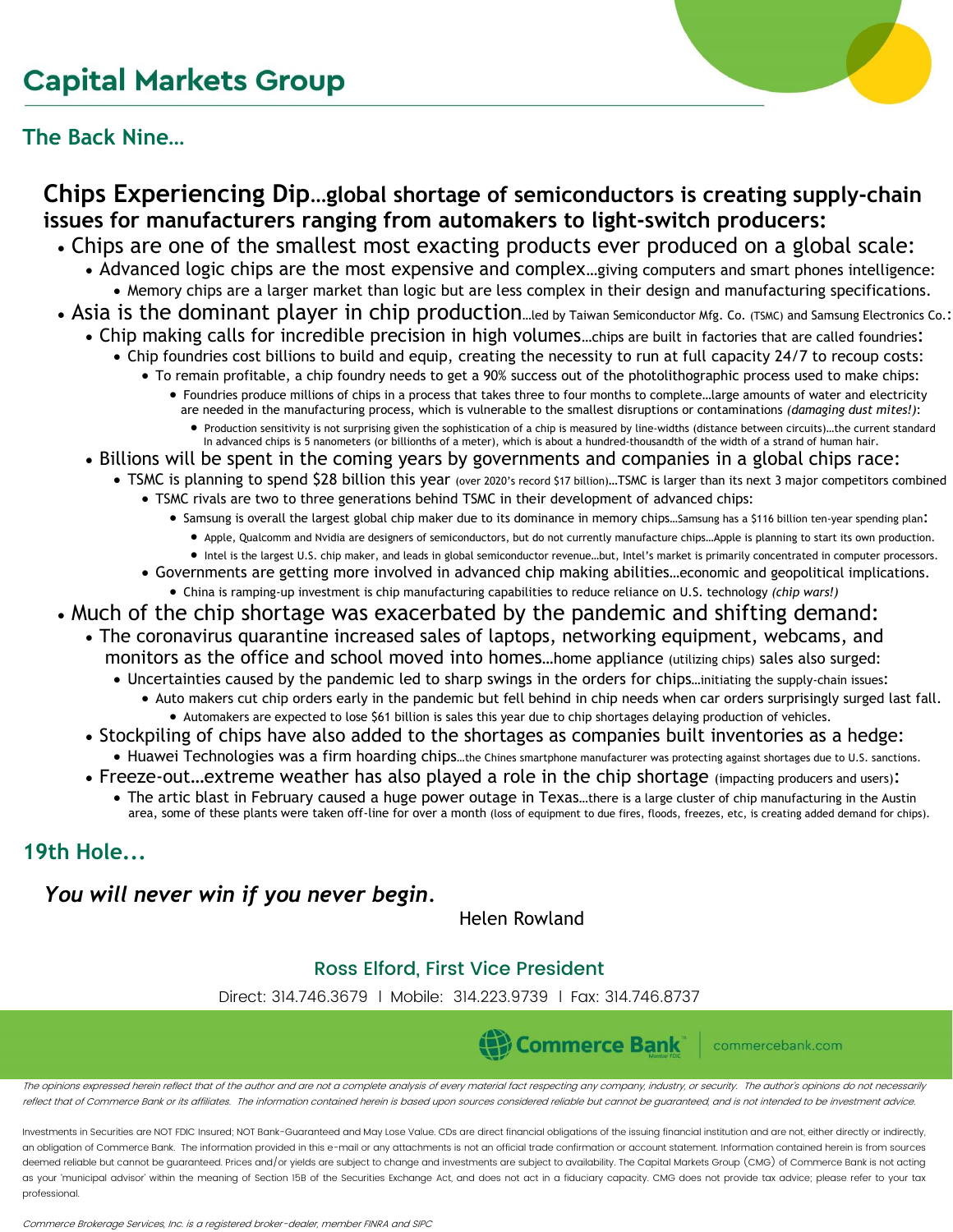## Capital Markets Group

### The Back Nine…

**Chips Experiencing Dip…global shortage of semiconductors is creating supply-chain issues for manufacturers ranging from automakers to light-switch producers:**

- Chips are one of the smallest most exacting products ever produced on a global scale:
  - Advanced logic chips are the most expensive and complex…giving computers and smart phones intelligence:
    - Memory chips are a larger market than logic but are less complex in their design and manufacturing specifications.
- Asia is the dominant player in chip production…led by Taiwan Semiconductor Mfg. Co. (TSMC) and Samsung Electronics Co.:
  - Chip making calls for incredible precision in high volumes…chips are built in factories that are called foundries:
    - Chip foundries cost billions to build and equip, creating the necessity to run at full capacity 24/7 to recoup costs:
      - To remain profitable, a chip foundry needs to get a 90% success out of the photolithographic process used to make chips:
        - Foundries produce millions of chips in a process that takes three to four months to complete…large amounts of water and electricity are needed in the manufacturing process, which is vulnerable to the smallest disruptions or contaminations *(damaging dust mites!)*:
          - Production sensitivity is not surprising given the sophistication of a chip is measured by line-widths (distance between circuits)…the current standard In advanced chips is 5 nanometers (or billionths of a meter), which is about a hundred-thousandth of the width of a strand of human hair.
  - Billions will be spent in the coming years by governments and companies in a global chips race:
    - TSMC is planning to spend $28 billion this year (over 2020's record $17 billion)…TSMC is larger than its next 3 major competitors combined
      - TSMC rivals are two to three generations behind TSMC in their development of advanced chips:
        - Samsung is overall the largest global chip maker due to its dominance in memory chips…Samsung has a $116 billion ten-year spending plan:
          - Apple, Qualcomm and Nvidia are designers of semiconductors, but do not currently manufacture chips…Apple is planning to start its own production.
          - Intel is the largest U.S. chip maker, and leads in global semiconductor revenue…but, Intel's market is primarily concentrated in computer processors.
      - Governments are getting more involved in advanced chip making abilities…economic and geopolitical implications.
        - China is ramping-up investment is chip manufacturing capabilities to reduce reliance on U.S. technology *(chip wars!)*
- Much of the chip shortage was exacerbated by the pandemic and shifting demand:
  - The coronavirus quarantine increased sales of laptops, networking equipment, webcams, and monitors as the office and school moved into homes…home appliance (utilizing chips) sales also surged:
    - Uncertainties caused by the pandemic led to sharp swings in the orders for chips…initiating the supply-chain issues:
      - Auto makers cut chip orders early in the pandemic but fell behind in chip needs when car orders surprisingly surged last fall.
        - Automakers are expected to lose $61 billion is sales this year due to chip shortages delaying production of vehicles.
  - Stockpiling of chips have also added to the shortages as companies built inventories as a hedge:
    - Huawei Technologies was a firm hoarding chips…the Chines smartphone manufacturer was protecting against shortages due to U.S. sanctions.
  - Freeze-out…extreme weather has also played a role in the chip shortage (impacting producers and users):
    - The artic blast in February caused a huge power outage in Texas…there is a large cluster of chip manufacturing in the Austin area, some of these plants were taken off-line for over a month (loss of equipment to due fires, floods, freezes, etc, is creating added demand for chips).

### 19th Hole...

***You will never win if you never begin.***

Helen Rowland

**Ross Elford, First Vice President**

Direct: 314.746.3679 | Mobile: 314.223.9739 | Fax: 314.746.8737

Commerce Bank | commercebank.com

*The opinions expressed herein reflect that of the author and are not a complete analysis of every material fact respecting any company, industry, or security. The author's opinions do not necessarily reflect that of Commerce Bank or its affiliates. The information contained herein is based upon sources considered reliable but cannot be guaranteed, and is not intended to be investment advice.*

Investments in Securities are NOT FDIC Insured; NOT Bank-Guaranteed and May Lose Value. CDs are direct financial obligations of the issuing financial institution and are not, either directly or indirectly, an obligation of Commerce Bank. The information provided in this e-mail or any attachments is not an official trade confirmation or account statement. Information contained herein is from sources deemed reliable but cannot be guaranteed. Prices and/or yields are subject to change and investments are subject to availability. The Capital Markets Group (CMG) of Commerce Bank is not acting as your 'municipal advisor' within the meaning of Section 15B of the Securities Exchange Act, and does not act in a fiduciary capacity. CMG does not provide tax advice; please refer to your tax professional.

*Commerce Brokerage Services, Inc. is a registered broker-dealer, member FINRA and SIPC*